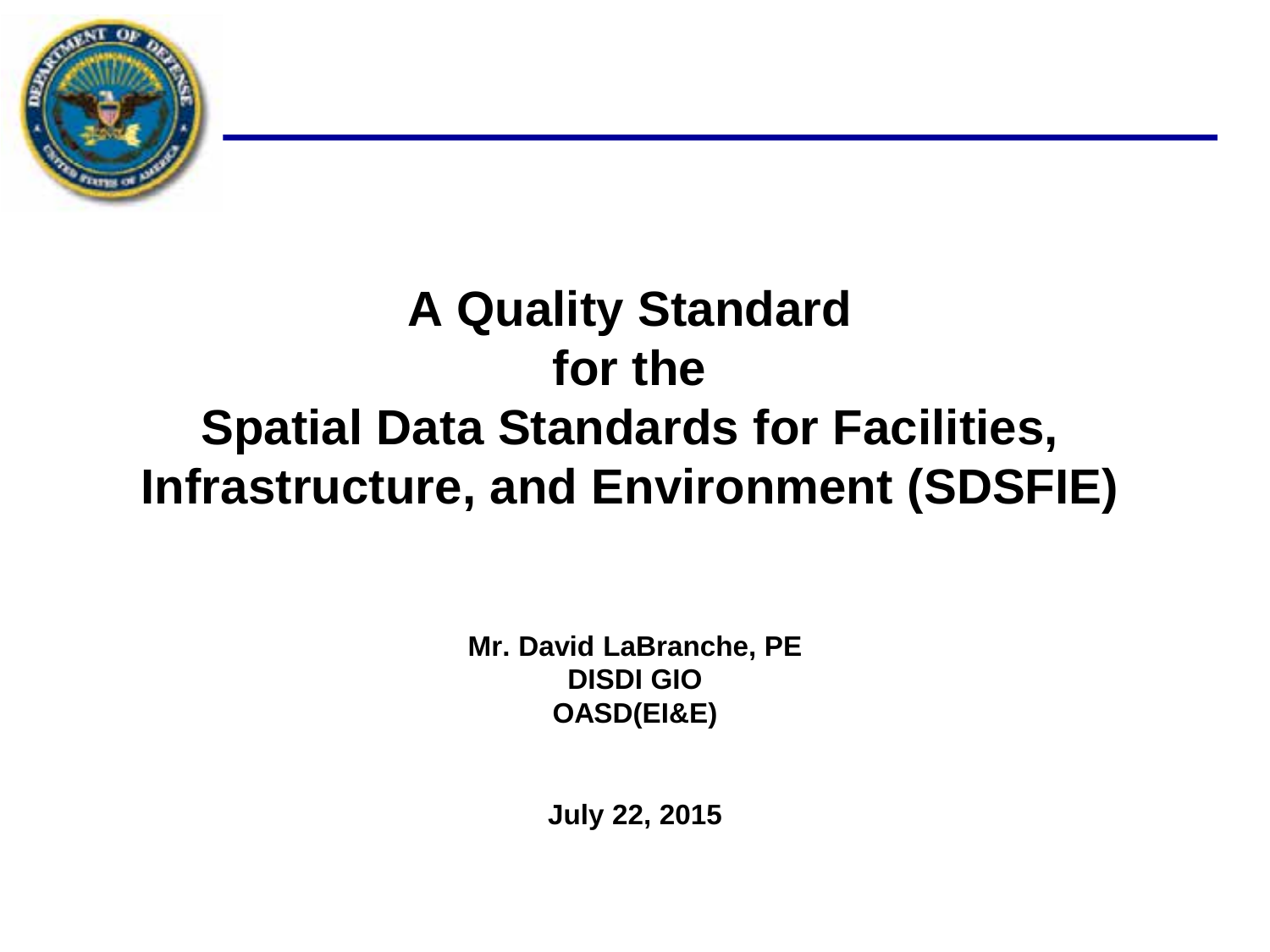# A Quality Standard for the Spatial Data Standards for Facilities, Infrastructure, and Environment (SDSFIE)

**Mr. David LaBranche, PE**
**DISDI GIO**
**OASD(EI&E)**

**July 22, 2015**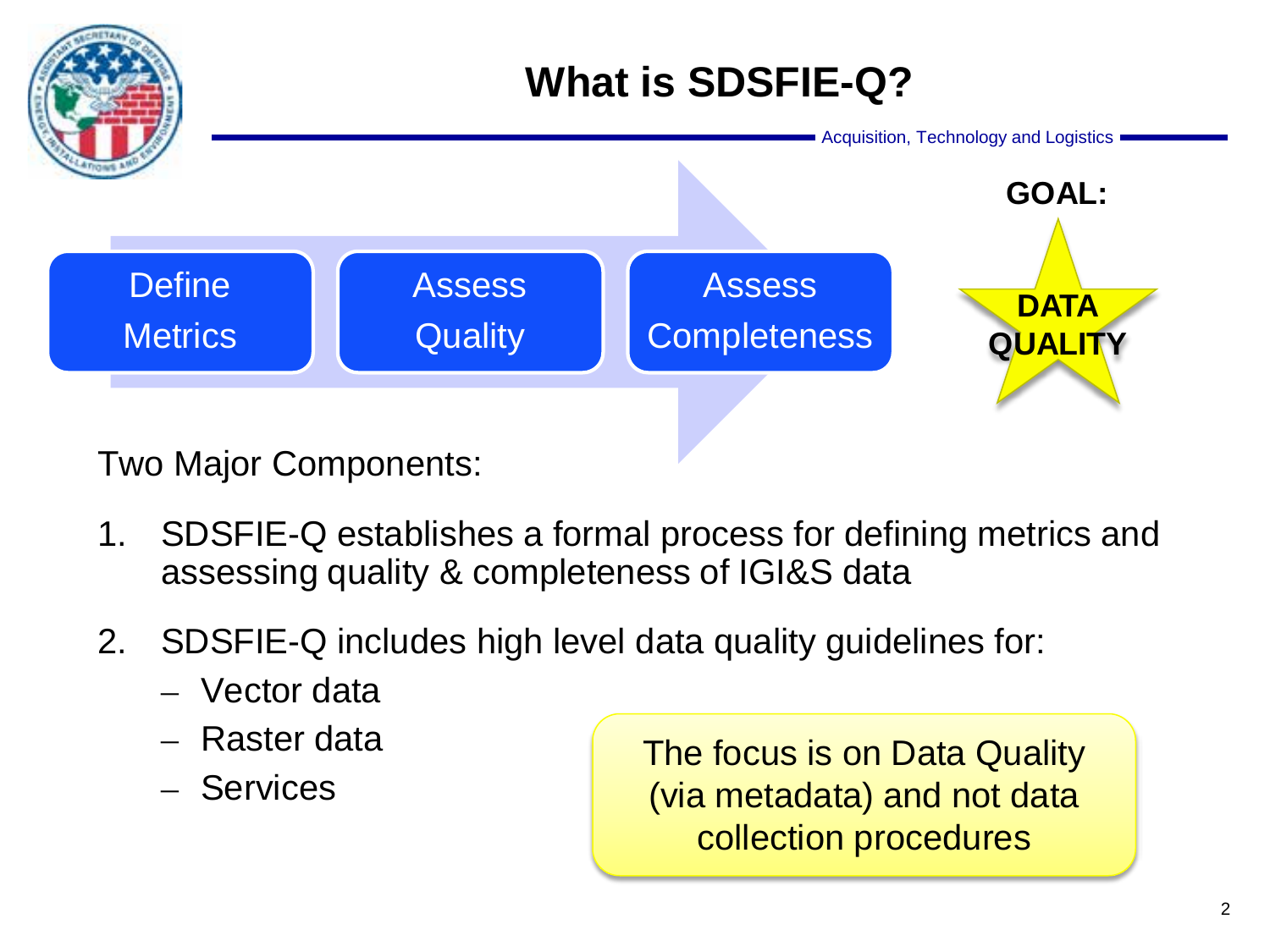# What is SDSFIE-Q?

Acquisition, Technology and Logistics

Define Metrics → Assess Quality → Assess Completeness

**GOAL:** **DATA QUALITY**

Two Major Components:

1. SDSFIE-Q establishes a formal process for defining metrics and assessing quality & completeness of IGI&S data
2. SDSFIE-Q includes high level data quality guidelines for:
   - Vector data
   - Raster data
   - Services

The focus is on Data Quality (via metadata) and not data collection procedures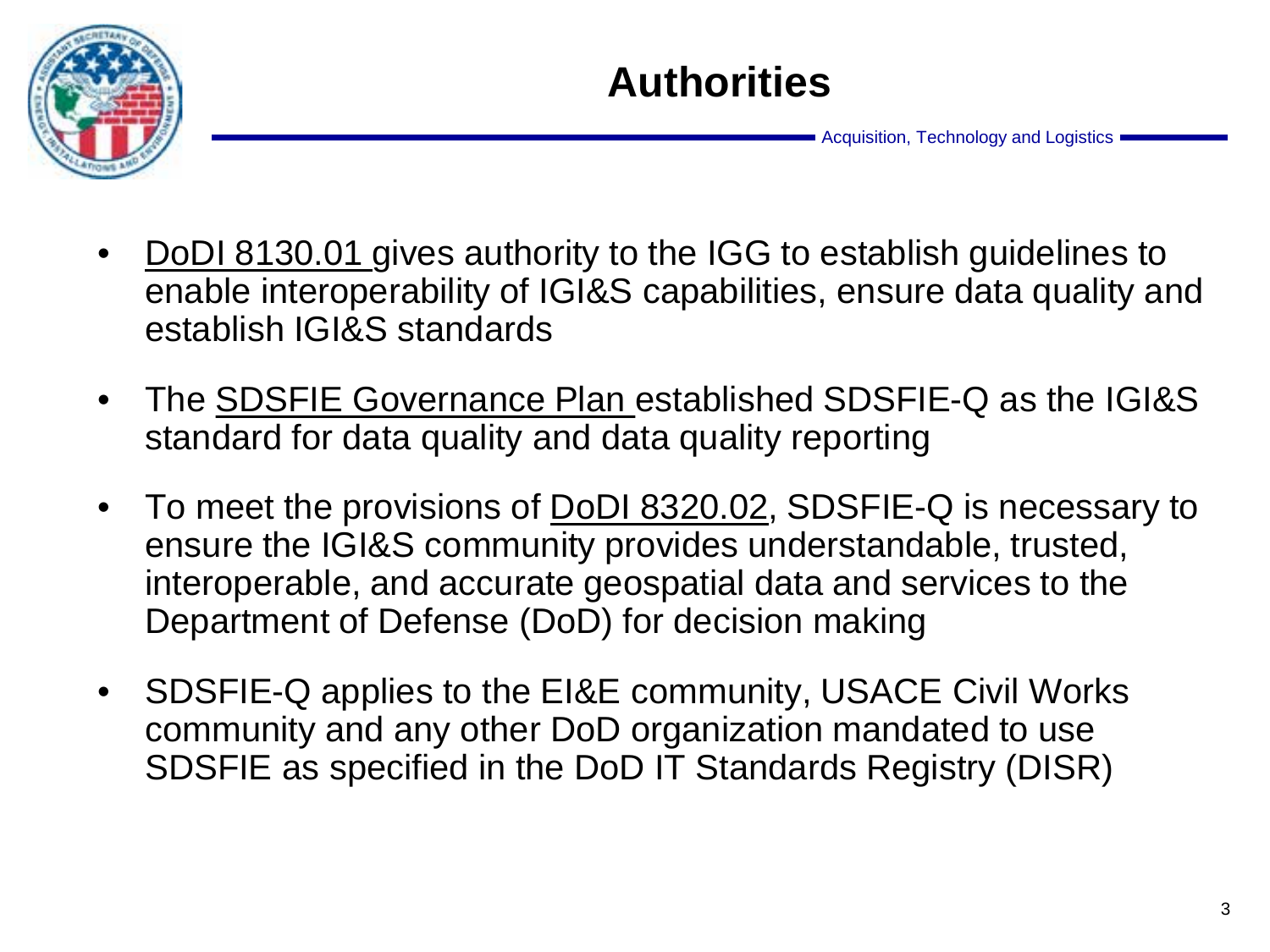# Authorities

- DoDI 8130.01 gives authority to the IGG to establish guidelines to enable interoperability of IGI&S capabilities, ensure data quality and establish IGI&S standards
- The SDSFIE Governance Plan established SDSFIE-Q as the IGI&S standard for data quality and data quality reporting
- To meet the provisions of DoDI 8320.02, SDSFIE-Q is necessary to ensure the IGI&S community provides understandable, trusted, interoperable, and accurate geospatial data and services to the Department of Defense (DoD) for decision making
- SDSFIE-Q applies to the EI&E community, USACE Civil Works community and any other DoD organization mandated to use SDSFIE as specified in the DoD IT Standards Registry (DISR)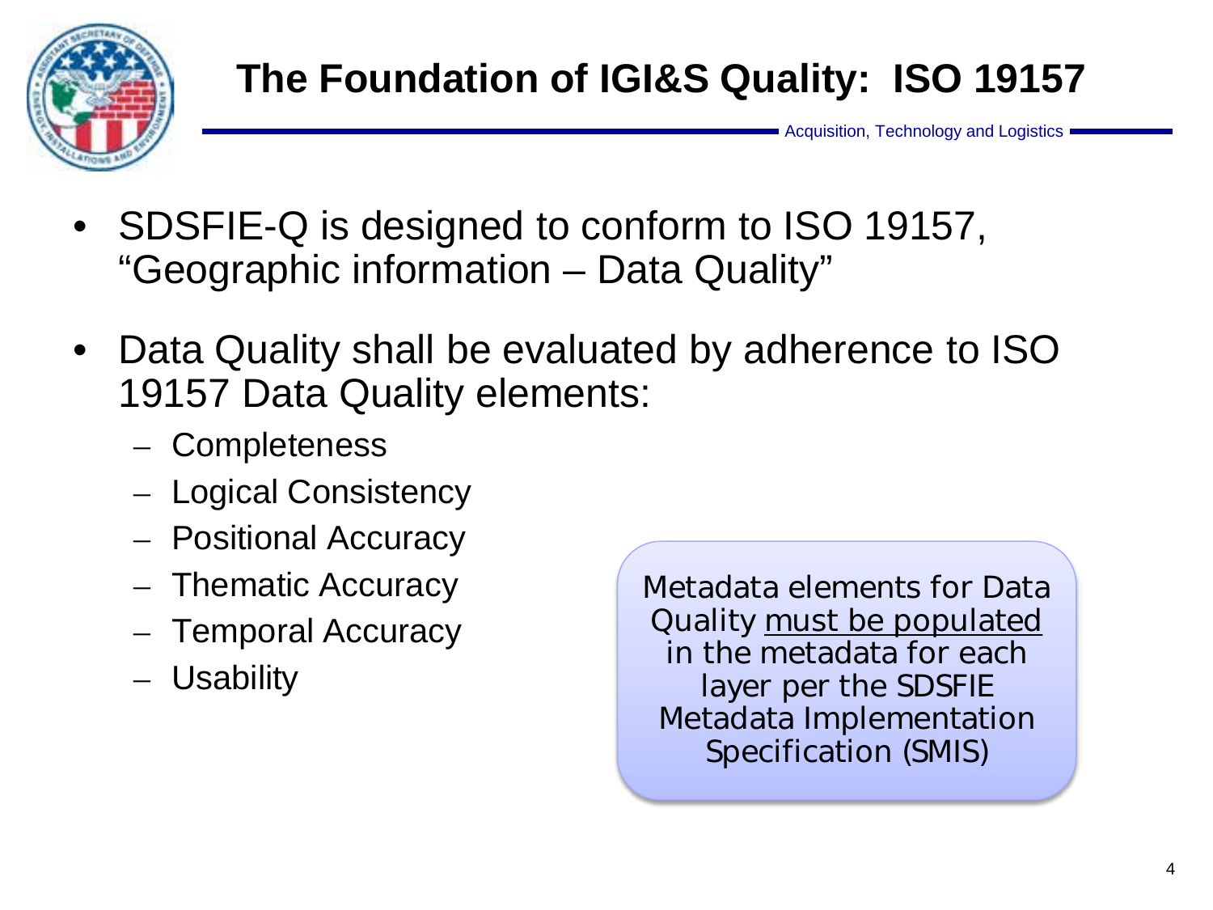# The Foundation of IGI&S Quality: ISO 19157

Acquisition, Technology and Logistics

- SDSFIE-Q is designed to conform to ISO 19157, "Geographic information – Data Quality"
- Data Quality shall be evaluated by adherence to ISO 19157 Data Quality elements:
  - Completeness
  - Logical Consistency
  - Positional Accuracy
  - Thematic Accuracy
  - Temporal Accuracy
  - Usability

Metadata elements for Data Quality <u>must be populated</u> in the metadata for each layer per the SDSFIE Metadata Implementation Specification (SMIS)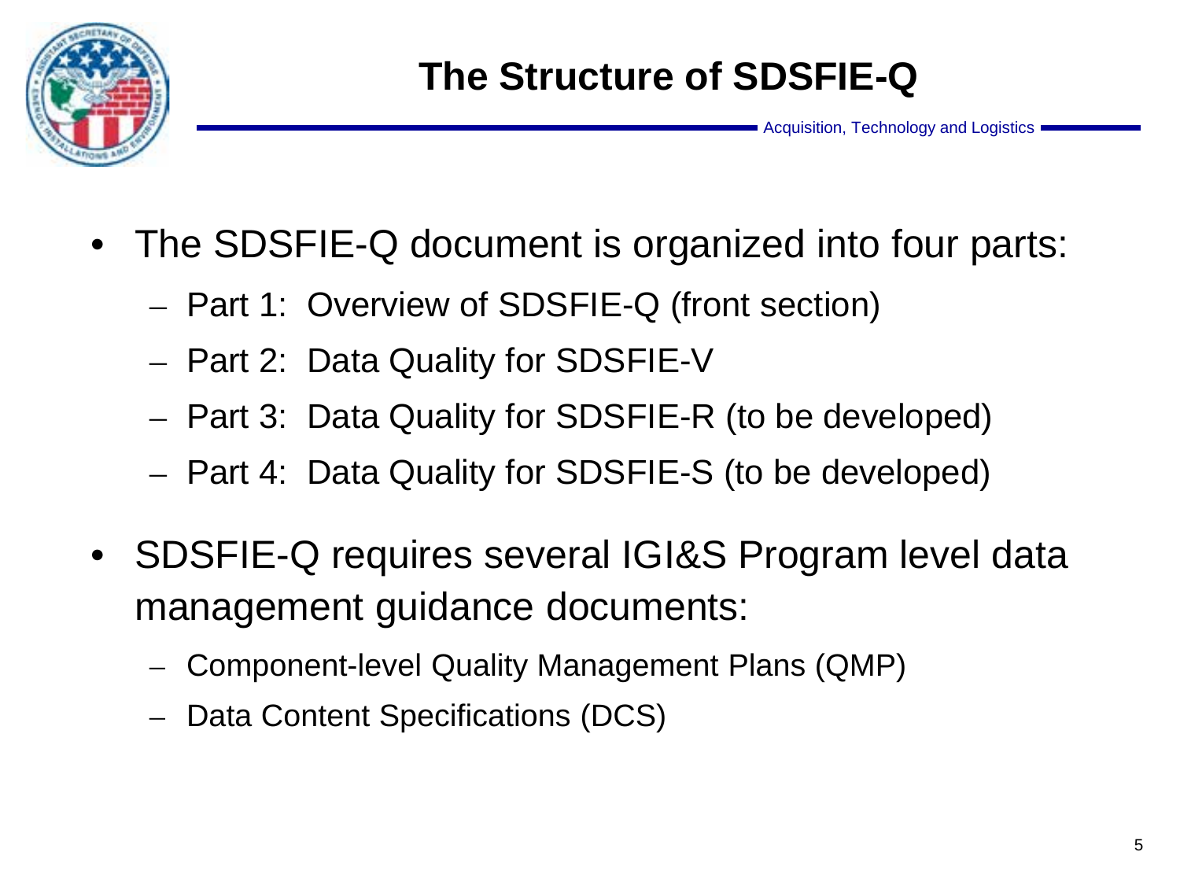# The Structure of SDSFIE-Q

- The SDSFIE-Q document is organized into four parts:
  - Part 1: Overview of SDSFIE-Q (front section)
  - Part 2: Data Quality for SDSFIE-V
  - Part 3: Data Quality for SDSFIE-R (to be developed)
  - Part 4: Data Quality for SDSFIE-S (to be developed)
- SDSFIE-Q requires several IGI&S Program level data management guidance documents:
  - Component-level Quality Management Plans (QMP)
  - Data Content Specifications (DCS)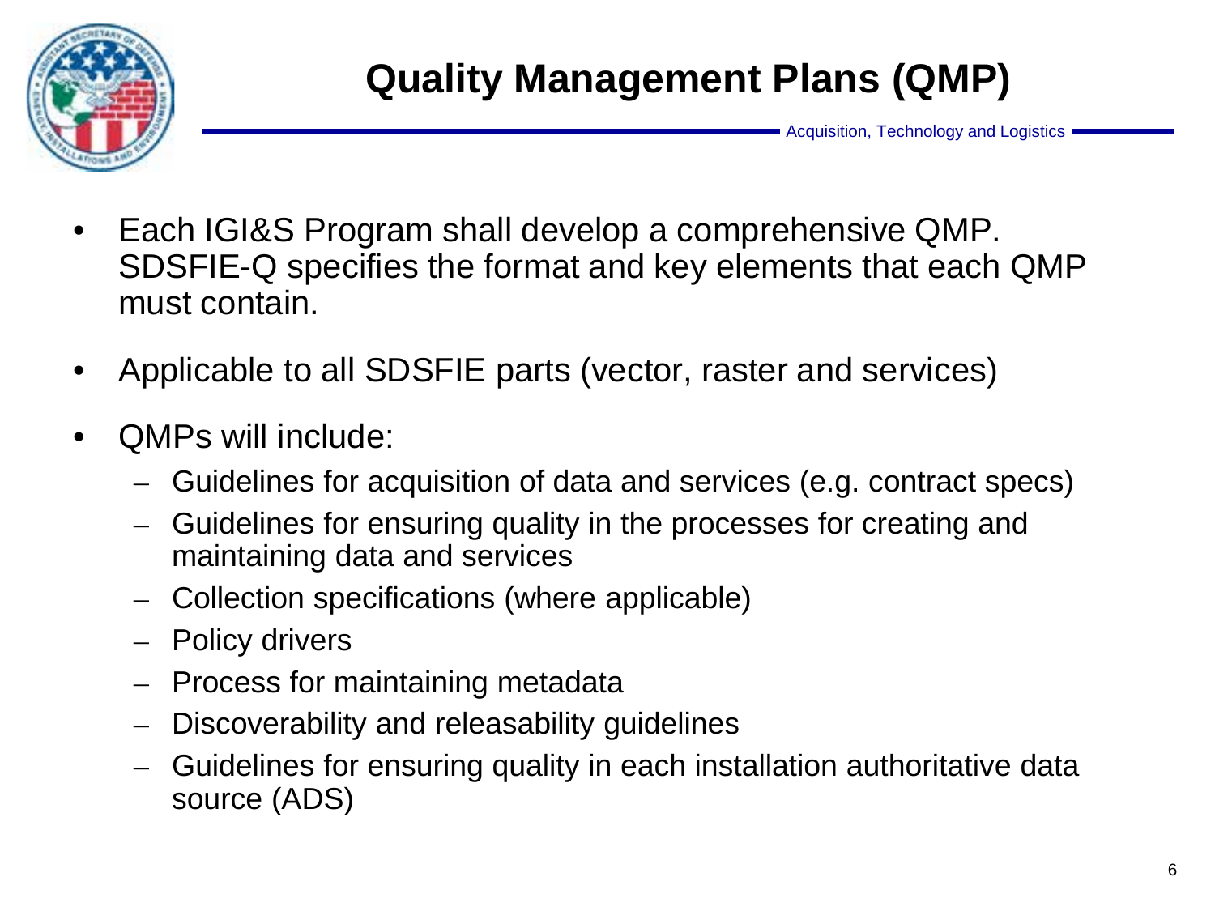# Quality Management Plans (QMP)

- Each IGI&S Program shall develop a comprehensive QMP. SDSFIE-Q specifies the format and key elements that each QMP must contain.
- Applicable to all SDSFIE parts (vector, raster and services)
- QMPs will include:
  - Guidelines for acquisition of data and services (e.g. contract specs)
  - Guidelines for ensuring quality in the processes for creating and maintaining data and services
  - Collection specifications (where applicable)
  - Policy drivers
  - Process for maintaining metadata
  - Discoverability and releasability guidelines
  - Guidelines for ensuring quality in each installation authoritative data source (ADS)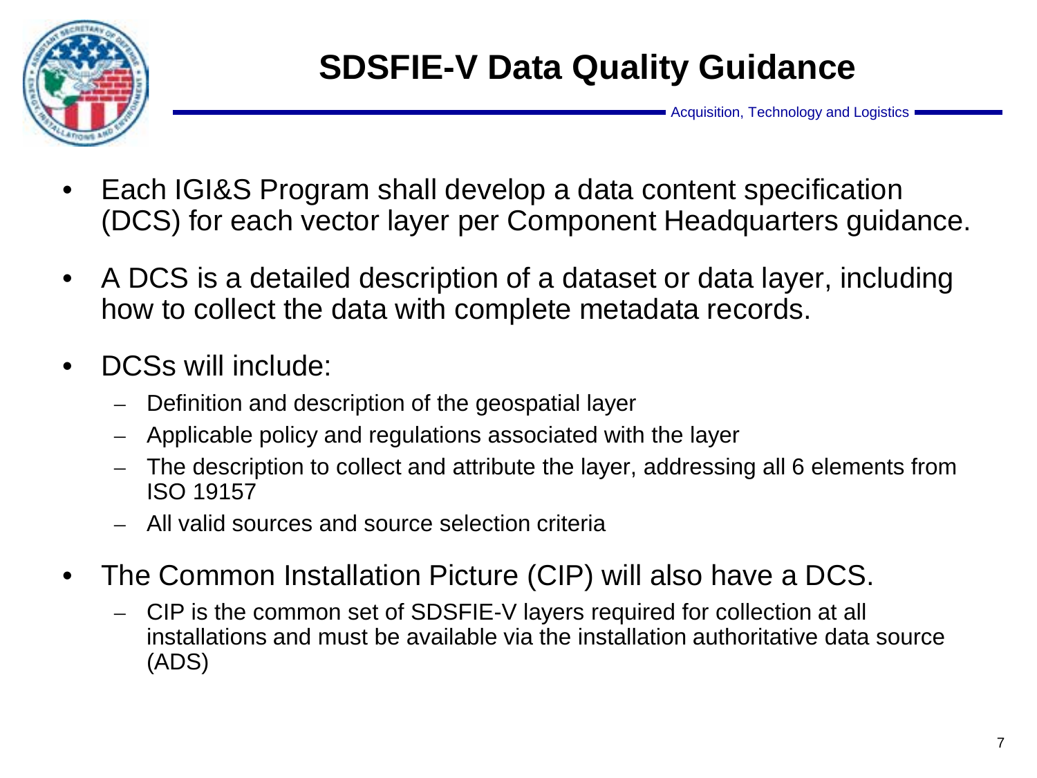# SDSFIE-V Data Quality Guidance

Acquisition, Technology and Logistics

- Each IGI&S Program shall develop a data content specification (DCS) for each vector layer per Component Headquarters guidance.
- A DCS is a detailed description of a dataset or data layer, including how to collect the data with complete metadata records.
- DCSs will include:
  - Definition and description of the geospatial layer
  - Applicable policy and regulations associated with the layer
  - The description to collect and attribute the layer, addressing all 6 elements from ISO 19157
  - All valid sources and source selection criteria
- The Common Installation Picture (CIP) will also have a DCS.
  - CIP is the common set of SDSFIE-V layers required for collection at all installations and must be available via the installation authoritative data source (ADS)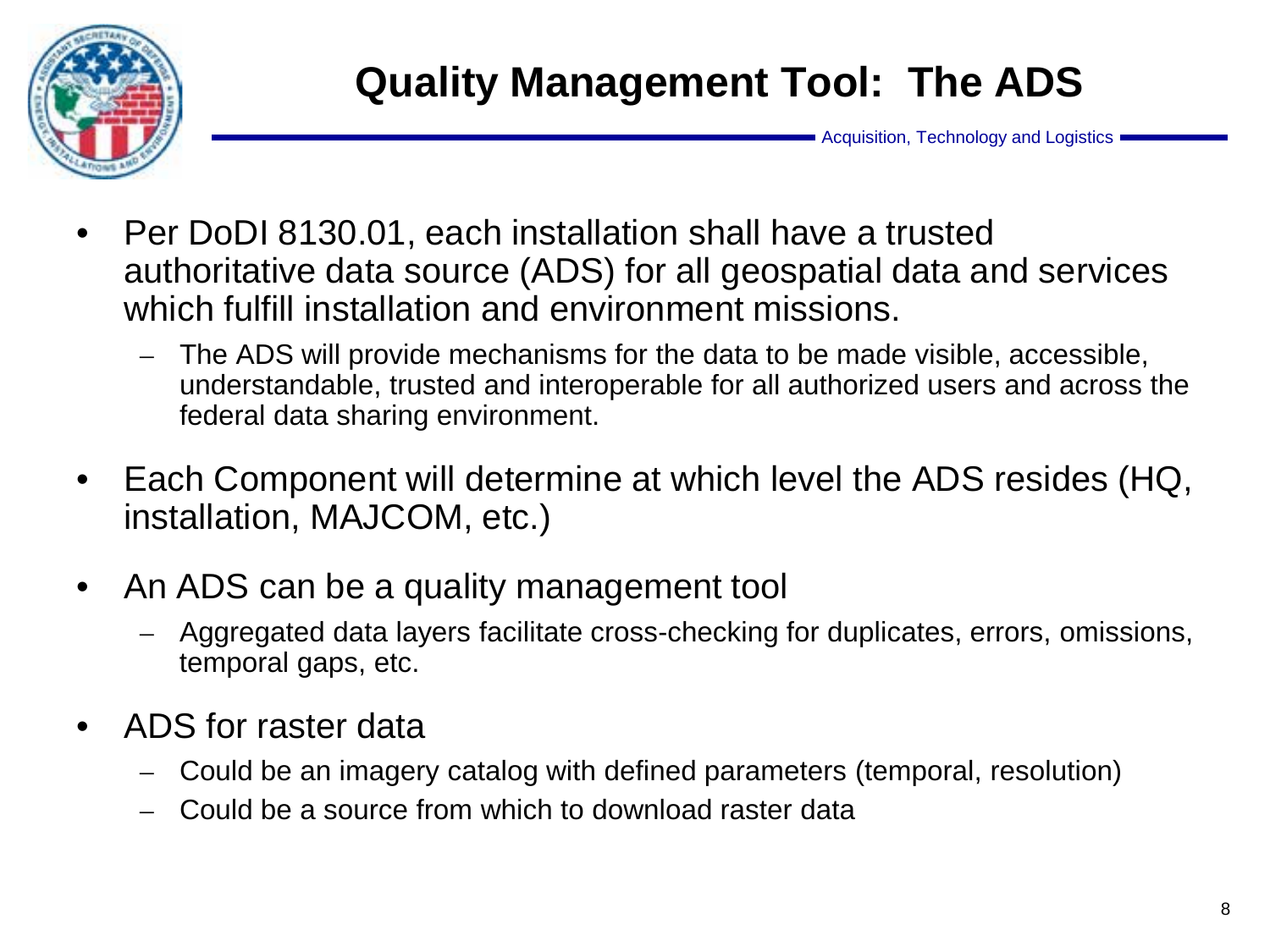# Quality Management Tool: The ADS

Acquisition, Technology and Logistics

- Per DoDI 8130.01, each installation shall have a trusted authoritative data source (ADS) for all geospatial data and services which fulfill installation and environment missions.
  - The ADS will provide mechanisms for the data to be made visible, accessible, understandable, trusted and interoperable for all authorized users and across the federal data sharing environment.
- Each Component will determine at which level the ADS resides (HQ, installation, MAJCOM, etc.)
- An ADS can be a quality management tool
  - Aggregated data layers facilitate cross-checking for duplicates, errors, omissions, temporal gaps, etc.
- ADS for raster data
  - Could be an imagery catalog with defined parameters (temporal, resolution)
  - Could be a source from which to download raster data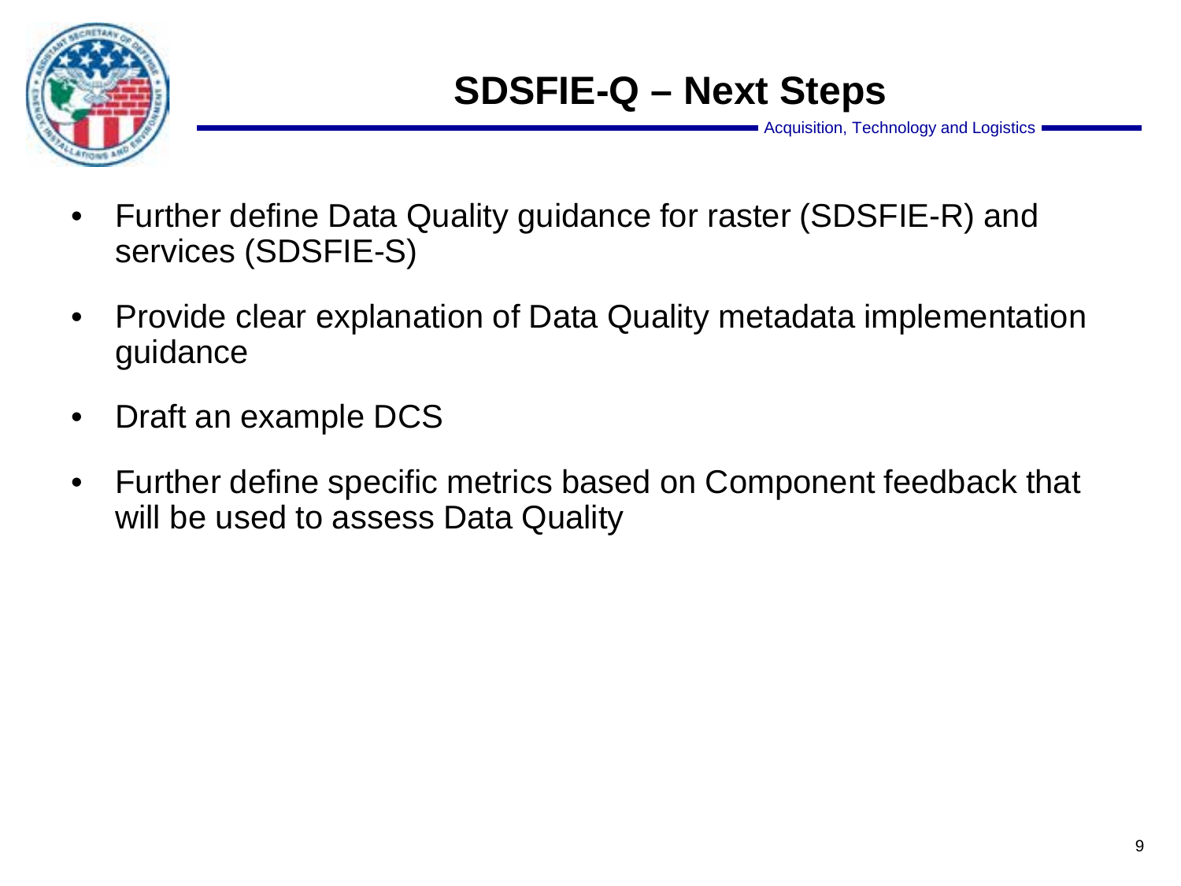# SDSFIE-Q – Next Steps

- Further define Data Quality guidance for raster (SDSFIE-R) and services (SDSFIE-S)
- Provide clear explanation of Data Quality metadata implementation guidance
- Draft an example DCS
- Further define specific metrics based on Component feedback that will be used to assess Data Quality